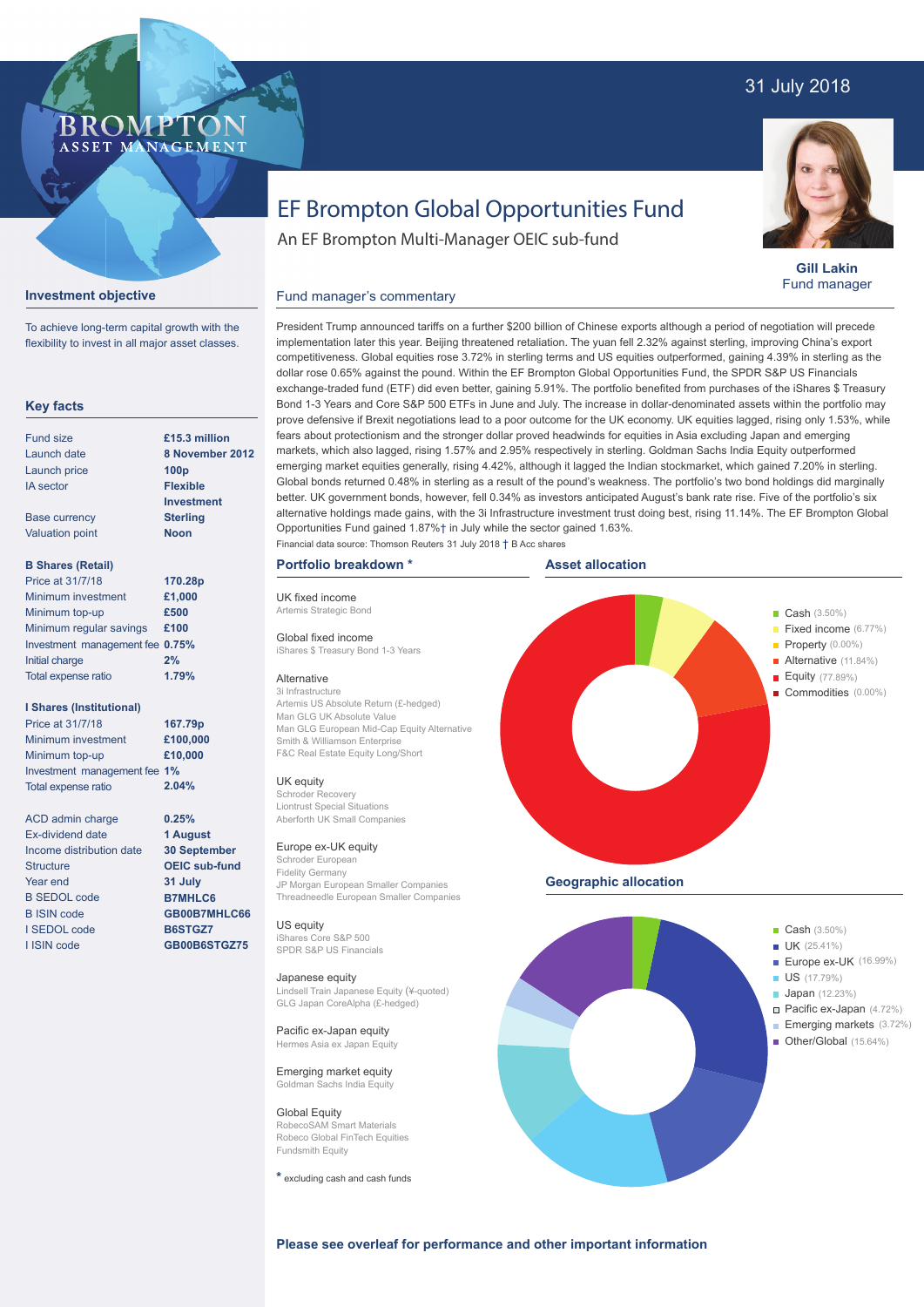31 July 2018

BROMPTON ASSET MANAGEMENT

# EF Brompton Global Opportunities Fund

An EF Brompton Multi-Manager OEIC sub-fund

**Gill Lakin**
Fund manager

## Investment objective

To achieve long-term capital growth with the flexibility to invest in all major asset classes.

## Key facts

| | |
|---|---|
| Fund size | **£15.3 million** |
| Launch date | **8 November 2012** |
| Launch price | **100p** |
| IA sector | **Flexible Investment** |
| Base currency | **Sterling** |
| Valuation point | **Noon** |

**B Shares (Retail)**

| | |
|---|---|
| Price at 31/7/18 | **170.28p** |
| Minimum investment | **£1,000** |
| Minimum top-up | **£500** |
| Minimum regular savings | **£100** |
| Investment management fee | **0.75%** |
| Initial charge | **2%** |
| Total expense ratio | **1.79%** |

**I Shares (Institutional)**

| | |
|---|---|
| Price at 31/7/18 | **167.79p** |
| Minimum investment | **£100,000** |
| Minimum top-up | **£10,000** |
| Investment management fee | **1%** |
| Total expense ratio | **2.04%** |

| | |
|---|---|
| ACD admin charge | **0.25%** |
| Ex-dividend date | **1 August** |
| Income distribution date | **30 September** |
| Structure | **OEIC sub-fund** |
| Year end | **31 July** |
| B SEDOL code | **B7MHLC6** |
| B ISIN code | **GB00B7MHLC66** |
| I SEDOL code | **B6STGZ7** |
| I ISIN code | **GB00B6STGZ75** |

## Fund manager's commentary

President Trump announced tariffs on a further $200 billion of Chinese exports although a period of negotiation will precede implementation later this year. Beijing threatened retaliation. The yuan fell 2.32% against sterling, improving China's export competitiveness. Global equities rose 3.72% in sterling terms and US equities outperformed, gaining 4.39% in sterling as the dollar rose 0.65% against the pound. Within the EF Brompton Global Opportunities Fund, the SPDR S&P US Financials exchange-traded fund (ETF) did even better, gaining 5.91%. The portfolio benefited from purchases of the iShares $ Treasury Bond 1-3 Years and Core S&P 500 ETFs in June and July. The increase in dollar-denominated assets within the portfolio may prove defensive if Brexit negotiations lead to a poor outcome for the UK economy. UK equities lagged, rising only 1.53%, while fears about protectionism and the stronger dollar proved headwinds for equities in Asia excluding Japan and emerging markets, which also lagged, rising 1.57% and 2.95% respectively in sterling. Goldman Sachs India Equity outperformed emerging market equities generally, rising 4.42%, although it lagged the Indian stockmarket, which gained 7.20% in sterling. Global bonds returned 0.48% in sterling as a result of the pound's weakness. The portfolio's two bond holdings did marginally better. UK government bonds, however, fell 0.34% as investors anticipated August's bank rate rise. Five of the portfolio's six alternative holdings made gains, with the 3i Infrastructure investment trust doing best, rising 11.14%. The EF Brompton Global Opportunities Fund gained 1.87%† in July while the sector gained 1.63%.

Financial data source: Thomson Reuters 31 July 2018 † B Acc shares

## Portfolio breakdown *

**UK fixed income**
Artemis Strategic Bond

**Global fixed income**
iShares $ Treasury Bond 1-3 Years

**Alternative**
3i Infrastructure
Artemis US Absolute Return (£-hedged)
Man GLG UK Absolute Value
Man GLG European Mid-Cap Equity Alternative
Smith & Williamson Enterprise
F&C Real Estate Equity Long/Short

**UK equity**
Schroder Recovery
Liontrust Special Situations
Aberforth UK Small Companies

**Europe ex-UK equity**
Schroder European
Fidelity Germany
JP Morgan European Smaller Companies
Threadneedle European Smaller Companies

**US equity**
iShares Core S&P 500
SPDR S&P US Financials

**Japanese equity**
Lindsell Train Japanese Equity (¥-quoted)
GLG Japan CoreAlpha (£-hedged)

**Pacific ex-Japan equity**
Hermes Asia ex Japan Equity

**Emerging market equity**
Goldman Sachs India Equity

**Global Equity**
RobecoSAM Smart Materials
Robeco Global FinTech Equities
Fundsmith Equity

* excluding cash and cash funds

## Asset allocation

- Cash (3.50%)
- Fixed income (6.77%)
- Property (0.00%)
- Alternative (11.84%)
- Equity (77.89%)
- Commodities (0.00%)

## Geographic allocation

- Cash (3.50%)
- UK (25.41%)
- Europe ex-UK (16.99%)
- US (17.79%)
- Japan (12.23%)
- Pacific ex-Japan (4.72%)
- Emerging markets (3.72%)
- Other/Global (15.64%)

**Please see overleaf for performance and other important information**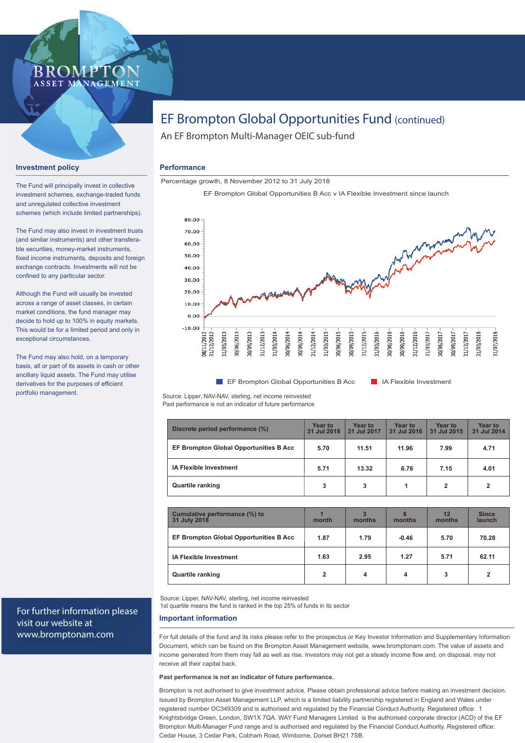# EF Brompton Global Opportunities Fund (continued)

An EF Brompton Multi-Manager OEIC sub-fund

## Investment policy

The Fund will principally invest in collective investment schemes, exchange-traded funds and unregulated collective investment schemes (which include limited partnerships).

The Fund may also invest in investment trusts (and similar instruments) and other transferable securities, money-market instruments, fixed income instruments, deposits and foreign exchange contracts. Investments will not be confined to any particular sector.

Although the Fund will usually be invested across a range of asset classes, in certain market conditions, the fund manager may decide to hold up to 100% in equity markets. This would be for a limited period and only in exceptional circumstances.

The Fund may also hold, on a temporary basis, all or part of its assets in cash or other ancillary liquid assets. The Fund may utilise derivatives for the purposes of efficient portfolio management.

For further information please visit our website at www.bromptonam.com

## Performance

Percentage growth, 8 November 2012 to 31 July 2018

EF Brompton Global Opportunities B Acc v IA Flexible Investment since launch

80.00
70.00
60.00
50.00
40.00
30.00
20.00
10.00
0.00
-10.00

08/11/2012
31/12/2012
31/03/2013
30/06/2013
30/09/2013
31/12/2013
31/03/2014
30/06/2014
30/09/2014
31/12/2014
31/03/2015
30/06/2015
30/09/2015
31/12/2015
31/03/2016
30/06/2016
30/09/2016
31/12/2016
31/03/2017
30/06/2017
30/09/2017
31/12/2017
31/03/2018
31/07/2018

EF Brompton Global Opportunities B Acc
IA Flexible Investment

Source: Lipper, NAV-NAV, sterling, net income reinvested
Past performance is not an indicator of future performance

| Discrete period performance (%) | Year to 31 Jul 2018 | Year to 31 Jul 2017 | Year to 31 Jul 2016 | Year to 31 Jul 2015 | Year to 31 Jul 2014 |
|---|---|---|---|---|---|
| **EF Brompton Global Opportunities B Acc** | 5.70 | 11.51 | 11.96 | 7.99 | 4.71 |
| **IA Flexible Investment** | 5.71 | 13.32 | 6.76 | 7.15 | 4.01 |
| **Quartile ranking** | 3 | 3 | 1 | 2 | 2 |

| Cumulative performance (%) to 31 July 2018 | 1 month | 3 months | 6 months | 12 months | Since launch |
|---|---|---|---|---|---|
| **EF Brompton Global Opportunities B Acc** | 1.87 | 1.79 | -0.46 | 5.70 | 70.28 |
| **IA Flexible Investment** | 1.63 | 2.95 | 1.27 | 5.71 | 62.11 |
| **Quartile ranking** | 2 | 4 | 4 | 3 | 2 |

Source: Lipper, NAV-NAV, sterling, net income reinvested
1st quartile means the fund is ranked in the top 25% of funds in its sector

## Important information

For full details of the fund and its risks please refer to the prospectus or Key Investor Information and Supplementary Information Document, which can be found on the Brompton Asset Management website, www.bromptonam.com. The value of assets and income generated from them may fall as well as rise. Investors may not get a steady income flow and, on disposal, may not receive all their capital back.

**Past performance is not an indicator of future performance.**

Brompton is not authorised to give investment advice. Please obtain professional advice before making an investment decision. Issued by Brompton Asset Management LLP, which is a limited liability partnership registered in England and Wales under registered number OC349309 and is authorised and regulated by the Financial Conduct Authority. Registered office: 1 Knightsbridge Green, London, SW1X 7QA. WAY Fund Managers Limited is the authorised corporate director (ACD) of the EF Brompton Multi-Manager Fund range and is authorised and regulated by the Financial Conduct Authority. Registered office: Cedar House, 3 Cedar Park, Cobham Road, Wimborne, Dorset BH21 7SB.